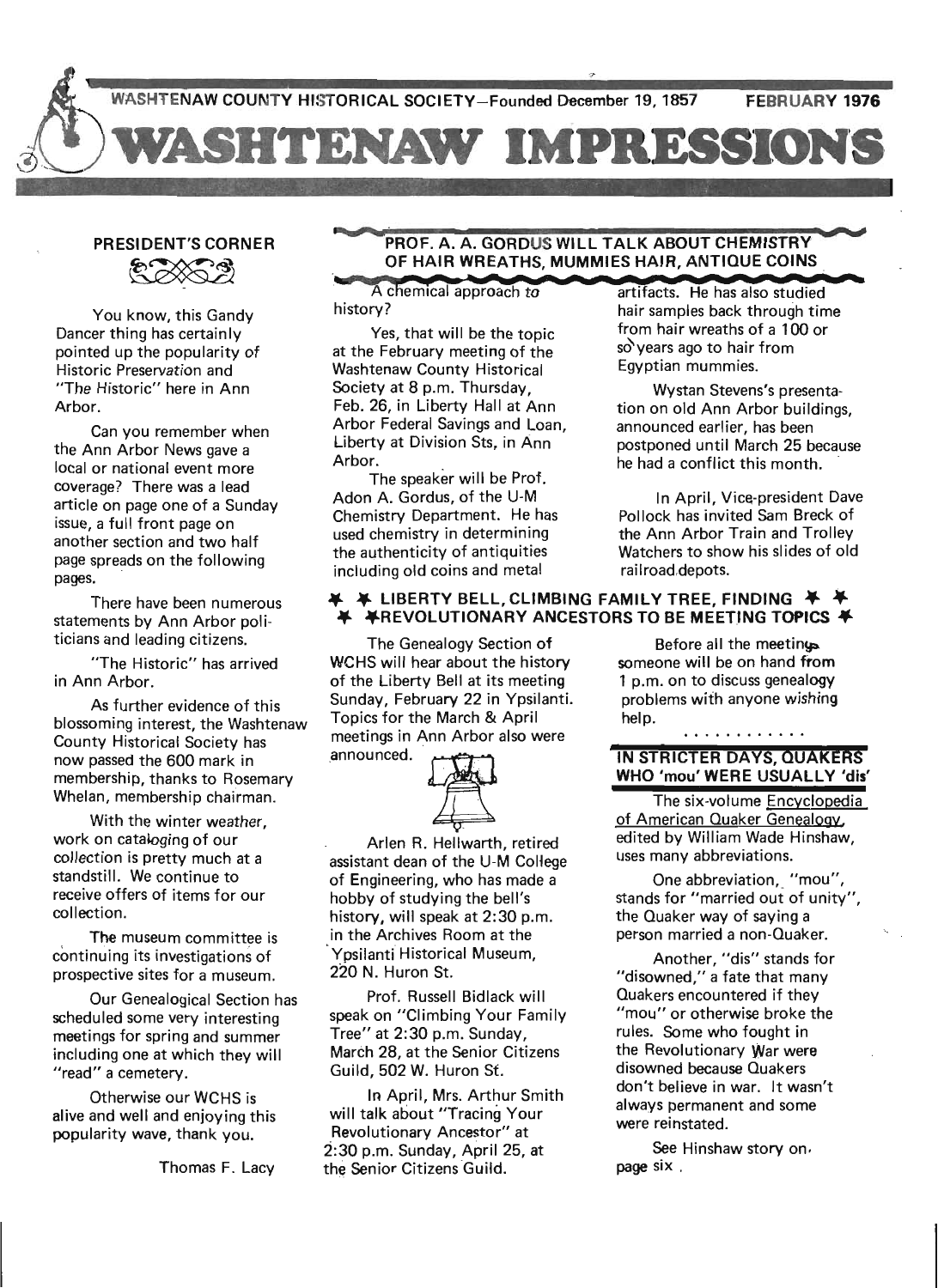WASHTENAW COUNTY HISTORICAL SOCIETY—Founded December 19, 1857 FEBRUARY 1976

# WASHTENAW IMPRESSIONS

## PRESIDENT'S CORNER

You know, this Gandy Dancer thing has certainly pointed up the popularity of Historic Preservation and "The Historic" here in Ann Arbor.

Can you remember when the Ann Arbor News gave a local or national event more coverage? There was a lead article on page one of a Sunday issue, a full front page on another section and two half page spreads on the following pages.

There have been numerous statements by Ann Arbor politicians and leading citizens.

"The Historic" has arrived in Ann Arbor.

As further evidence of this blossoming interest, the Washtenaw County Historical Society has now passed the 600 mark in membership, thanks to Rosemary Whelan, membership chairman.

With the winter weather, work on cataloging of our collection is pretty much at a standstill. We continue to receive offers of items for our collection.

The museum committee is continuing its investigations of prospective sites for a museum.

Our Genealogical Section has scheduled some very interesting meetings for spring and summer including one at which they will "read" a cemetery.

Otherwise our WCHS is alive and well and enjoying this popularity wave, thank you.

Thomas F. Lacy

## PROF. A. A. GORDUS WILL TALK ABOUT CHEMISTRY OF HAIR WREATHS, MUMMIES HAIR, ANTIQUE COINS

A chemical approach to history?

Yes, that will be the topic at the February meeting of the Washtenaw County Historical Society at 8 p.m. Thursday, Feb. 26, in Liberty Hall at Ann Arbor Federal Savings and Loan, Liberty at Division Sts, in Ann Arbor.

The speaker will be Prof. Adon A. Gordus, of the U-M Chemistry Department. He has used chemistry in determining the authenticity of antiquities including old coins and metal artifacts. He has also studied hair samples back through time from hair wreaths of a 100 or so years ago to hair from Egyptian mummies.

Wystan Stevens's presentation on old Ann Arbor buildings, announced earlier, has been postponed until March 25 because he had a conflict this month.

In April, Vice-president Dave Pollock has invited Sam Breck of the Ann Arbor Train and Trolley Watchers to show his slides of old railroad depots.

## LIBERTY BELL, CLIMBING FAMILY TREE, FINDING REVOLUTIONARY ANCESTORS TO BE MEETING TOPICS

The Genealogy Section of WCHS will hear about the history of the Liberty Bell at its meeting Sunday, February 22 in Ypsilanti. Topics for the March & April meetings in Ann Arbor also were announced.

Arlen R. Hellwarth, retired assistant dean of the U-M College of Engineering, who has made a hobby of studying the bell's history, will speak at 2:30 p.m. in the Archives Room at the Ypsilanti Historical Museum, 220 N. Huron St.

Prof. Russell Bidlack will speak on "Climbing Your Family Tree" at 2:30 p.m. Sunday, March 28, at the Senior Citizens Guild, 502 W. Huron St.

In April, Mrs. Arthur Smith will talk about "Tracing Your Revolutionary Ancestor" at 2:30 p.m. Sunday, April 25, at the Senior Citizens Guild.

Before all the meetings someone will be on hand from 1 p.m. on to discuss genealogy problems with anyone wishing help.

## IN STRICTER DAYS, QUAKERS WHO 'mou' WERE USUALLY 'dis'

The six-volume Encyclopedia of American Quaker Genealogy, edited by William Wade Hinshaw, uses many abbreviations.

One abbreviation, "mou", stands for "married out of unity", the Quaker way of saying a person married a non-Quaker.

Another, "dis" stands for "disowned," a fate that many Quakers encountered if they "mou" or otherwise broke the rules. Some who fought in the Revolutionary War were disowned because Quakers don't believe in war. It wasn't always permanent and some were reinstated.

See Hinshaw story on page six.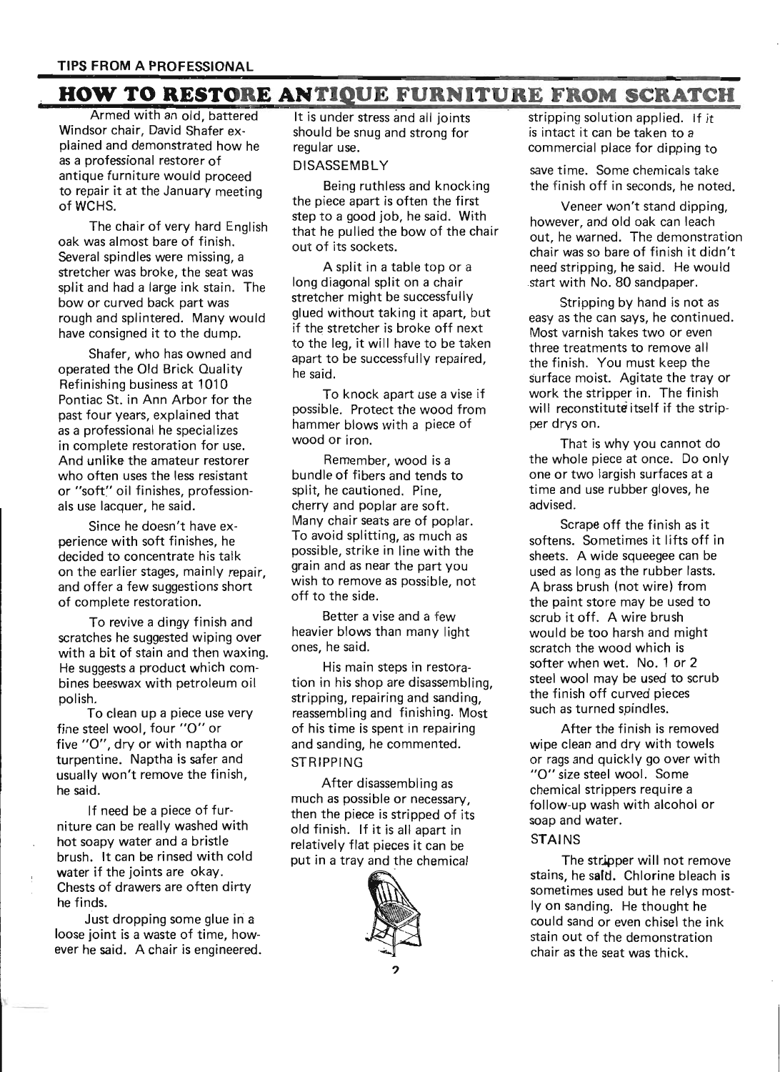TIPS FROM A PROFESSIONAL

# HOW TO RESTORE ANTIQUE FURNITURE FROM SCRATCH

Armed with an old, battered Windsor chair, David Shafer explained and demonstrated how he as a professional restorer of antique furniture would proceed to repair it at the January meeting of WCHS.

The chair of very hard English oak was almost bare of finish. Several spindles were missing, a stretcher was broke, the seat was split and had a large ink stain. The bow or curved back part was rough and splintered. Many would have consigned it to the dump.

Shafer, who has owned and operated the Old Brick Quality Refinishing business at 1010 Pontiac St. in Ann Arbor for the past four years, explained that as a professional he specializes in complete restoration for use. And unlike the amateur restorer who often uses the less resistant or "soft" oil finishes, professionals use lacquer, he said.

Since he doesn't have experience with soft finishes, he decided to concentrate his talk on the earlier stages, mainly repair, and offer a few suggestions short of complete restoration.

To revive a dingy finish and scratches he suggested wiping over with a bit of stain and then waxing. He suggests a product which combines beeswax with petroleum oil polish.

To clean up a piece use very fine steel wool, four "O" or five "O", dry or with naptha or turpentine. Naptha is safer and usually won't remove the finish, he said.

If need be a piece of furniture can be really washed with hot soapy water and a bristle brush. It can be rinsed with cold water if the joints are okay. Chests of drawers are often dirty he finds.

Just dropping some glue in a loose joint is a waste of time, however he said. A chair is engineered. It is under stress and all joints should be snug and strong for regular use.

### DISASSEMBLY

Being ruthless and knocking the piece apart is often the first step to a good job, he said. With that he pulled the bow of the chair out of its sockets.

A split in a table top or a long diagonal split on a chair stretcher might be successfully glued without taking it apart, but if the stretcher is broke off next to the leg, it will have to be taken apart to be successfully repaired, he said.

To knock apart use a vise if possible. Protect the wood from hammer blows with a piece of wood or iron.

Remember, wood is a bundle of fibers and tends to split, he cautioned. Pine, cherry and poplar are soft. Many chair seats are of poplar. To avoid splitting, as much as possible, strike in line with the grain and as near the part you wish to remove as possible, not off to the side.

Better a vise and a few heavier blows than many light ones, he said.

His main steps in restoration in his shop are disassembling, stripping, repairing and sanding, reassembling and finishing. Most of his time is spent in repairing and sanding, he commented.

### STRIPPING

After disassembling as much as possible or necessary, then the piece is stripped of its old finish. If it is all apart in relatively flat pieces it can be put in a tray and the chemical stripping solution applied. If it is intact it can be taken to a commercial place for dipping to save time. Some chemicals take the finish off in seconds, he noted.

Veneer won't stand dipping, however, and old oak can leach out, he warned. The demonstration chair was so bare of finish it didn't need stripping, he said. He would start with No. 80 sandpaper.

Stripping by hand is not as easy as the can says, he continued. Most varnish takes two or even three treatments to remove all the finish. You must keep the surface moist. Agitate the tray or work the stripper in. The finish will reconstitute itself if the stripper drys on.

That is why you cannot do the whole piece at once. Do only one or two largish surfaces at a time and use rubber gloves, he advised.

Scrape off the finish as it softens. Sometimes it lifts off in sheets. A wide squeegee can be used as long as the rubber lasts. A brass brush (not wire) from the paint store may be used to scrub it off. A wire brush would be too harsh and might scratch the wood which is softer when wet. No. 1 or 2 steel wool may be used to scrub the finish off curved pieces such as turned spindles.

After the finish is removed wipe clean and dry with towels or rags and quickly go over with "O" size steel wool. Some chemical strippers require a follow-up wash with alcohol or soap and water.

### STAINS

The stripper will not remove stains, he said. Chlorine bleach is sometimes used but he relys mostly on sanding. He thought he could sand or even chisel the ink stain out of the demonstration chair as the seat was thick.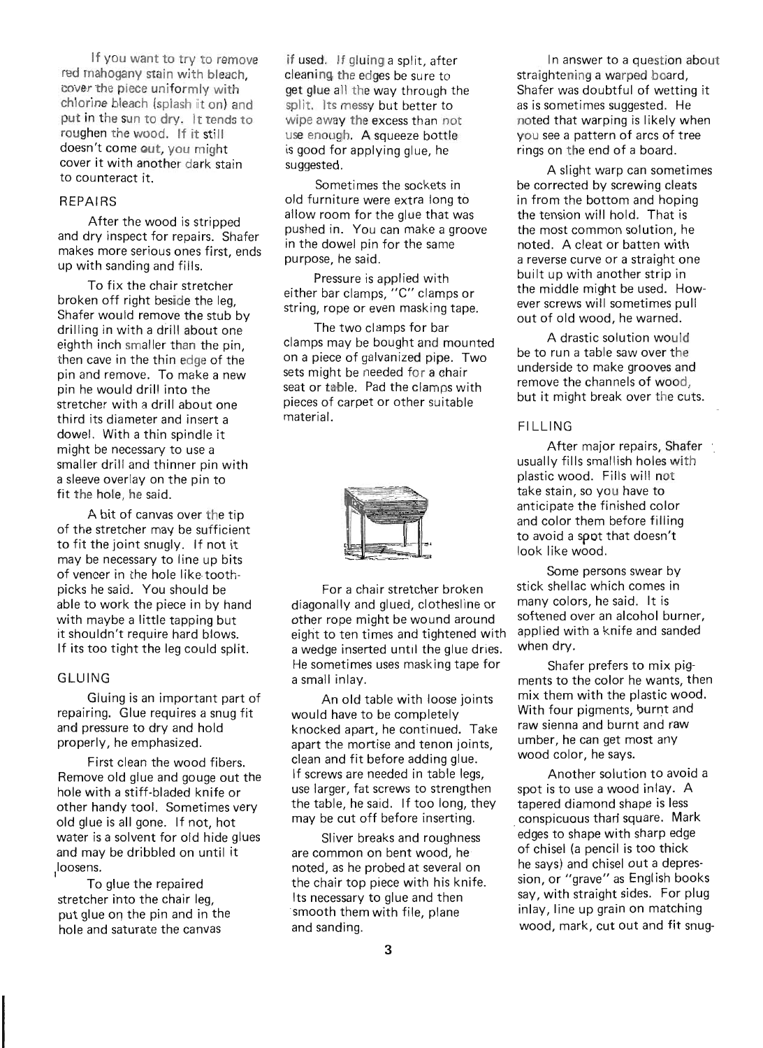If you want to try to remove red mahogany stain with bleach, cover the piece uniformly with chlorine bleach (splash it on) and put in the sun to dry. It tends to roughen the wood. If it still doesn't come out, you might cover it with another dark stain to counteract it.

## REPAIRS

After the wood is stripped and dry inspect for repairs. Shafer makes more serious ones first, ends up with sanding and fills.

To fix the chair stretcher broken off right beside the leg, Shafer would remove the stub by drilling in with a drill about one eighth inch smaller than the pin, then cave in the thin edge of the pin and remove. To make a new pin he would drill into the stretcher with a drill about one third its diameter and insert a dowel. With a thin spindle it might be necessary to use a smaller drill and thinner pin with a sleeve overlay on the pin to fit the hole, he said.

A bit of canvas over the tip of the stretcher may be sufficient to fit the joint snugly. If not it may be necessary to line up bits of veneer in the hole like toothpicks he said. You should be able to work the piece in by hand with maybe a little tapping but it shouldn't require hard blows. If its too tight the leg could split.

## GLUING

Gluing is an important part of repairing. Glue requires a snug fit and pressure to dry and hold properly, he emphasized.

First clean the wood fibers. Remove old glue and gouge out the hole with a stiff-bladed knife or other handy tool. Sometimes very old glue is all gone. If not, hot water is a solvent for old hide glues and may be dribbled on until it loosens.

To glue the repaired stretcher into the chair leg, put glue on the pin and in the hole and saturate the canvas if used. If gluing a split, after cleaning the edges be sure to get glue all the way through the split. Its messy but better to wipe away the excess than not use enough. A squeeze bottle is good for applying glue, he suggested.

Sometimes the sockets in old furniture were extra long to allow room for the glue that was pushed in. You can make a groove in the dowel pin for the same purpose, he said.

Pressure is applied with either bar clamps, "C" clamps or string, rope or even masking tape.

The two clamps for bar clamps may be bought and mounted on a piece of galvanized pipe. Two sets might be needed for a chair seat or table. Pad the clamps with pieces of carpet or other suitable material.

For a chair stretcher broken diagonally and glued, clothesline or other rope might be wound around eight to ten times and tightened with a wedge inserted until the glue dries. He sometimes uses masking tape for a small inlay.

An old table with loose joints would have to be completely knocked apart, he continued. Take apart the mortise and tenon joints, clean and fit before adding glue. If screws are needed in table legs, use larger, fat screws to strengthen the table, he said. If too long, they may be cut off before inserting.

Sliver breaks and roughness are common on bent wood, he noted, as he probed at several on the chair top piece with his knife. Its necessary to glue and then smooth them with file, plane and sanding.

In answer to a question about straightening a warped board, Shafer was doubtful of wetting it as is sometimes suggested. He noted that warping is likely when you see a pattern of arcs of tree rings on the end of a board.

A slight warp can sometimes be corrected by screwing cleats in from the bottom and hoping the tension will hold. That is the most common solution, he noted. A cleat or batten with a reverse curve or a straight one built up with another strip in the middle might be used. However screws will sometimes pull out of old wood, he warned.

A drastic solution would be to run a table saw over the underside to make grooves and remove the channels of wood, but it might break over the cuts.

## FILLING

After major repairs, Shafer usually fills smallish holes with plastic wood. Fills will not take stain, so you have to anticipate the finished color and color them before filling to avoid a spot that doesn't look like wood.

Some persons swear by stick shellac which comes in many colors, he said. It is softened over an alcohol burner, applied with a knife and sanded when dry.

Shafer prefers to mix pigments to the color he wants, then mix them with the plastic wood. With four pigments, burnt and raw sienna and burnt and raw umber, he can get most any wood color, he says.

Another solution to avoid a spot is to use a wood inlay. A tapered diamond shape is less conspicuous than square. Mark edges to shape with sharp edge of chisel (a pencil is too thick he says) and chisel out a depression, or "grave" as English books say, with straight sides. For plug inlay, line up grain on matching wood, mark, cut out and fit snug-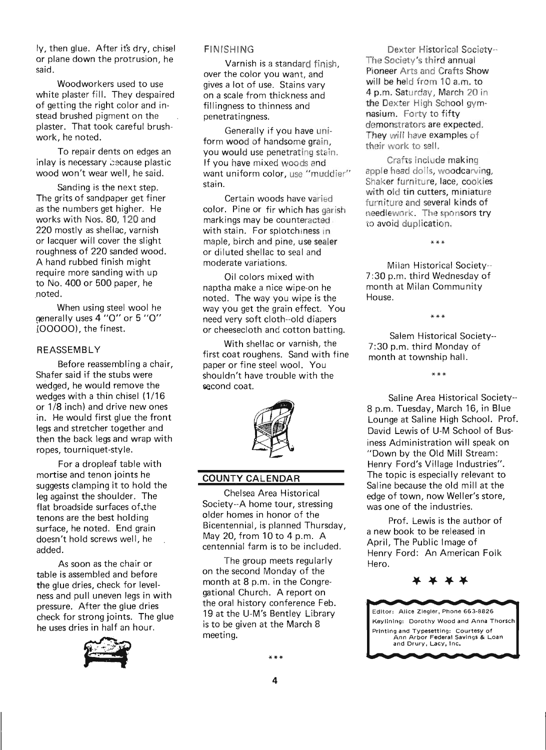ly, then glue. After it's dry, chisel or plane down the protrusion, he said.

Woodworkers used to use white plaster fill. They despaired of getting the right color and instead brushed pigment on the plaster. That took careful brushwork, he noted.

To repair dents on edges an inlay is necessary because plastic wood won't wear well, he said.

Sanding is the next step. The grits of sandpaper get finer as the numbers get higher. He works with Nos. 80, 120 and 220 mostly as shellac, varnish or lacquer will cover the slight roughness of 220 sanded wood. A hand rubbed finish might require more sanding with up to No. 400 or 500 paper, he noted.

When using steel wool he generally uses 4 "O" or 5 "O" (OOOOO), the finest.

## REASSEMBLY

Before reassembling a chair, Shafer said if the stubs were wedged, he would remove the wedges with a thin chisel (1/16 or 1/8 inch) and drive new ones in. He would first glue the front legs and stretcher together and then the back legs and wrap with ropes, tourniquet-style.

For a dropleaf table with mortise and tenon joints he suggests clamping it to hold the leg against the shoulder. The flat broadside surfaces of the tenons are the best holding surface, he noted. End grain doesn't hold screws well, he added.

As soon as the chair or table is assembled and before the glue dries, check for levelness and pull uneven legs in with pressure. After the glue dries check for strong joints. The glue he uses dries in half an hour.

## FINISHING

Varnish is a standard finish, over the color you want, and gives a lot of use. Stains vary on a scale from thickness and fillingness to thinness and penetratingness.

Generally if you have uniform wood of handsome grain, you would use penetrating stain. If you have mixed woods and want uniform color, use "muddier" stain.

Certain woods have varied color. Pine or fir which has garish markings may be counteracted with stain. For splotchiness in maple, birch and pine, use sealer or diluted shellac to seal and moderate variations.

Oil colors mixed with naptha make a nice wipe-on he noted. The way you wipe is the way you get the grain effect. You need very soft cloth--old diapers or cheesecloth and cotton batting.

With shellac or varnish, the first coat roughens. Sand with fine paper or fine steel wool. You shouldn't have trouble with the second coat.

## COUNTY CALENDAR

Chelsea Area Historical Society--A home tour, stressing older homes in honor of the Bicentennial, is planned Thursday, May 20, from 10 to 4 p.m. A centennial farm is to be included.

The group meets regularly on the second Monday of the month at 8 p.m. in the Congregational Church. A report on the oral history conference Feb. 19 at the U-M's Bentley Library is to be given at the March 8 meeting.

\*\*\*

Dexter Historical Society--The Society's third annual Pioneer Arts and Crafts Show will be held from 10 a.m. to 4 p.m. Saturday, March 20 in the Dexter High School gymnasium. Forty to fifty demonstrators are expected. They will have examples of their work to sell.

Crafts include making apple head dolls, woodcarving, Shaker furniture, lace, cookies with old tin cutters, miniature furniture and several kinds of needlework. The sponsors try to avoid duplication.

\*\*\*

Milan Historical Society--7:30 p.m. third Wednesday of month at Milan Community House.

\*\*\*

Salem Historical Society--7:30 p.m. third Monday of month at township hall.

\*\*\*

Saline Area Historical Society--8 p.m. Tuesday, March 16, in Blue Lounge at Saline High School. Prof. David Lewis of U-M School of Business Administration will speak on "Down by the Old Mill Stream: Henry Ford's Village Industries". The topic is especially relevant to Saline because the old mill at the edge of town, now Weller's store, was one of the industries.

Prof. Lewis is the author of a new book to be released in April, The Public Image of Henry Ford: An American Folk Hero.

\* \* \* \*

Editor: Alice Ziegler, Phone 663-8826
Keylining: Dorothy Wood and Anna Thorsch
Printing and Typesetting: Courtesy of Ann Arbor Federal Savings & Loan and Drury, Lacy, Inc.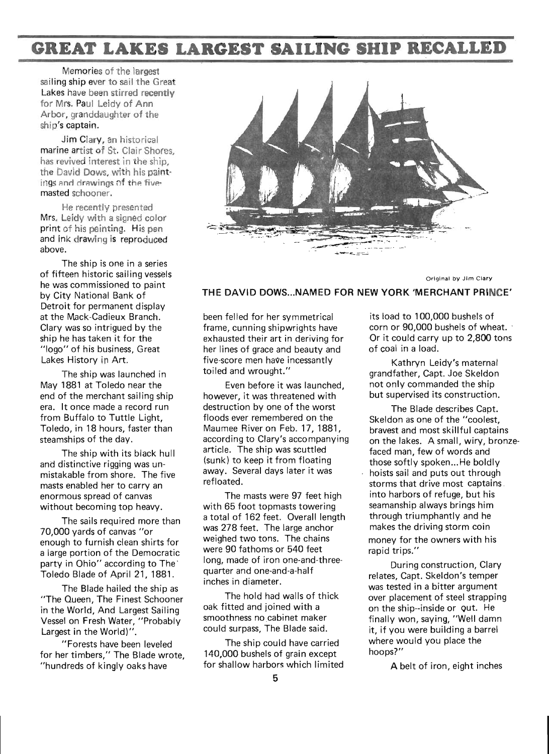# GREAT LAKES LARGEST SAILING SHIP RECALLED

Memories of the largest sailing ship ever to sail the Great Lakes have been stirred recently for Mrs. Paul Leidy of Ann Arbor, granddaughter of the ship's captain.

Jim Clary, an historical marine artist of St. Clair Shores, has revived interest in the ship, the David Dows, with his paintings and drawings of the five-masted schooner.

He recently presented Mrs. Leidy with a signed color print of his painting. His pen and ink drawing is reproduced above.

Original by Jim Clary

**THE DAVID DOWS...NAMED FOR NEW YORK 'MERCHANT PRINCE'**

The ship is one in a series of fifteen historic sailing vessels he was commissioned to paint by City National Bank of Detroit for permanent display at the Mack-Cadieux Branch. Clary was so intrigued by the ship he has taken it for the "logo" of his business, Great Lakes History in Art.

The ship was launched in May 1881 at Toledo near the end of the merchant sailing ship era. It once made a record run from Buffalo to Tuttle Light, Toledo, in 18 hours, faster than steamships of the day.

The ship with its black hull and distinctive rigging was unmistakable from shore. The five masts enabled her to carry an enormous spread of canvas without becoming top heavy.

The sails required more than 70,000 yards of canvas "or enough to furnish clean shirts for a large portion of the Democratic party in Ohio" according to The Toledo Blade of April 21, 1881.

The Blade hailed the ship as "The Queen, The Finest Schooner in the World, And Largest Sailing Vessel on Fresh Water, "Probably Largest in the World)".

"Forests have been leveled for her timbers," The Blade wrote, "hundreds of kingly oaks have been felled for her symmetrical frame, cunning shipwrights have exhausted their art in deriving for her lines of grace and beauty and five-score men have incessantly toiled and wrought."

Even before it was launched, however, it was threatened with destruction by one of the worst floods ever remembered on the Maumee River on Feb. 17, 1881, according to Clary's accompanying article. The ship was scuttled (sunk) to keep it from floating away. Several days later it was refloated.

The masts were 97 feet high with 65 foot topmasts towering a total of 162 feet. Overall length was 278 feet. The large anchor weighed two tons. The chains were 90 fathoms or 540 feet long, made of iron one-and-three-quarter and one-and-a-half inches in diameter.

The hold had walls of thick oak fitted and joined with a smoothness no cabinet maker could surpass, The Blade said.

The ship could have carried 140,000 bushels of grain except for shallow harbors which limited its load to 100,000 bushels of corn or 90,000 bushels of wheat. Or it could carry up to 2,800 tons of coal in a load.

Kathryn Leidy's maternal grandfather, Capt. Joe Skeldon not only commanded the ship but supervised its construction.

The Blade describes Capt. Skeldon as one of the "coolest, bravest and most skillful captains on the lakes. A small, wiry, bronze-faced man, few of words and those softly spoken...He boldly hoists sail and puts out through storms that drive most captains into harbors of refuge, but his seamanship always brings him through triumphantly and he makes the driving storm coin money for the owners with his rapid trips."

During construction, Clary relates, Capt. Skeldon's temper was tested in a bitter argument over placement of steel strapping on the ship--inside or out. He finally won, saying, "Well damn it, if you were building a barrel where would you place the hoops?"

A belt of iron, eight inches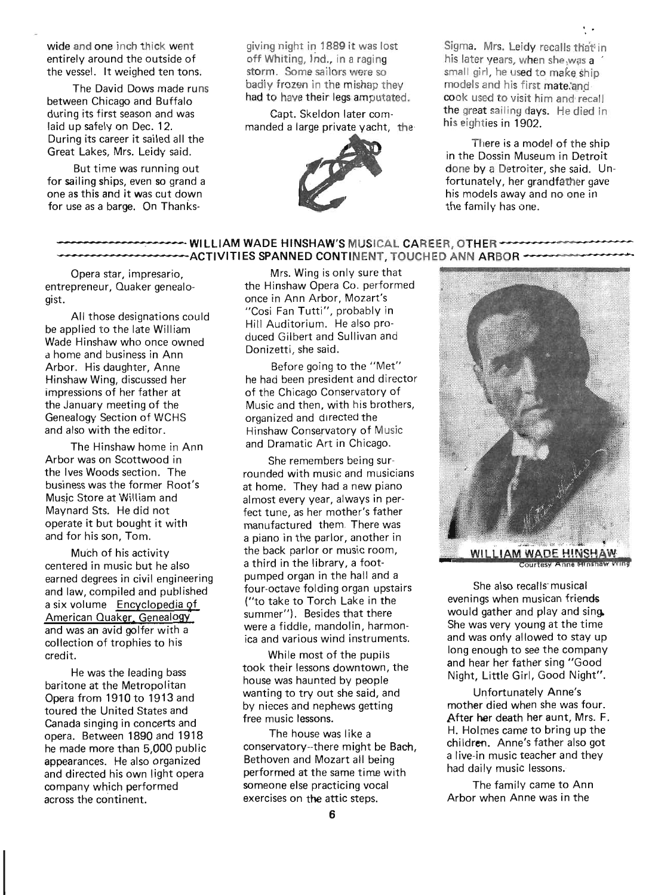wide and one inch thick went entirely around the outside of the vessel. It weighed ten tons.

The David Dows made runs between Chicago and Buffalo during its first season and was laid up safely on Dec. 12. During its career it sailed all the Great Lakes, Mrs. Leidy said.

But time was running out for sailing ships, even so grand a one as this and it was cut down for use as a barge. On Thanksgiving night in 1889 it was lost off Whiting, Ind., in a raging storm. Some sailors were so badly frozen in the mishap they had to have their legs amputated.

Capt. Skeldon later commanded a large private yacht, the Sigma. Mrs. Leidy recalls that in his later years, when she was a small girl, he used to make ship models and his first mate and cook used to visit him and recall the great sailing days. He died in his eighties in 1902.

There is a model of the ship in the Dossin Museum in Detroit done by a Detroiter, she said. Unfortunately, her grandfather gave his models away and no one in the family has one.

## WILLIAM WADE HINSHAW'S MUSICAL CAREER, OTHER ACTIVITIES SPANNED CONTINENT, TOUCHED ANN ARBOR

Opera star, impresario, entrepreneur, Quaker genealogist.

All those designations could be applied to the late William Wade Hinshaw who once owned a home and business in Ann Arbor. His daughter, Anne Hinshaw Wing, discussed her impressions of her father at the January meeting of the Genealogy Section of WCHS and also with the editor.

The Hinshaw home in Ann Arbor was on Scottwood in the Ives Woods section. The business was the former Root's Music Store at William and Maynard Sts. He did not operate it but bought it with and for his son, Tom.

Much of his activity centered in music but he also earned degrees in civil engineering and law, compiled and published a six volume Encyclopedia of American Quaker Genealogy and was an avid golfer with a collection of trophies to his credit.

He was the leading bass baritone at the Metropolitan Opera from 1910 to 1913 and toured the United States and Canada singing in concerts and opera. Between 1890 and 1918 he made more than 5,000 public appearances. He also organized and directed his own light opera company which performed across the continent.

Mrs. Wing is only sure that the Hinshaw Opera Co. performed once in Ann Arbor, Mozart's "Cosi Fan Tutti", probably in Hill Auditorium. He also produced Gilbert and Sullivan and Donizetti, she said.

Before going to the "Met" he had been president and director of the Chicago Conservatory of Music and then, with his brothers, organized and directed the Hinshaw Conservatory of Music and Dramatic Art in Chicago.

She remembers being surrounded with music and musicians at home. They had a new piano almost every year, always in perfect tune, as her mother's father manufactured them. There was a piano in the parlor, another in the back parlor or music room, a third in the library, a foot-pumped organ in the hall and a four-octave folding organ upstairs ("to take to Torch Lake in the summer"). Besides that there were a fiddle, mandolin, harmonica and various wind instruments.

While most of the pupils took their lessons downtown, the house was haunted by people wanting to try out she said, and by nieces and nephews getting free music lessons.

The house was like a conservatory--there might be Bach, Bethoven and Mozart all being performed at the same time with someone else practicing vocal exercises on the attic steps.

WILLIAM WADE HINSHAW
Courtesy Anne Hinshaw Wing

She also recalls musical evenings when musican friends would gather and play and sing. She was very young at the time and was only allowed to stay up long enough to see the company and hear her father sing "Good Night, Little Girl, Good Night".

Unfortunately Anne's mother died when she was four. After her death her aunt, Mrs. F. H. Holmes came to bring up the children. Anne's father also got a live-in music teacher and they had daily music lessons.

The family came to Ann Arbor when Anne was in the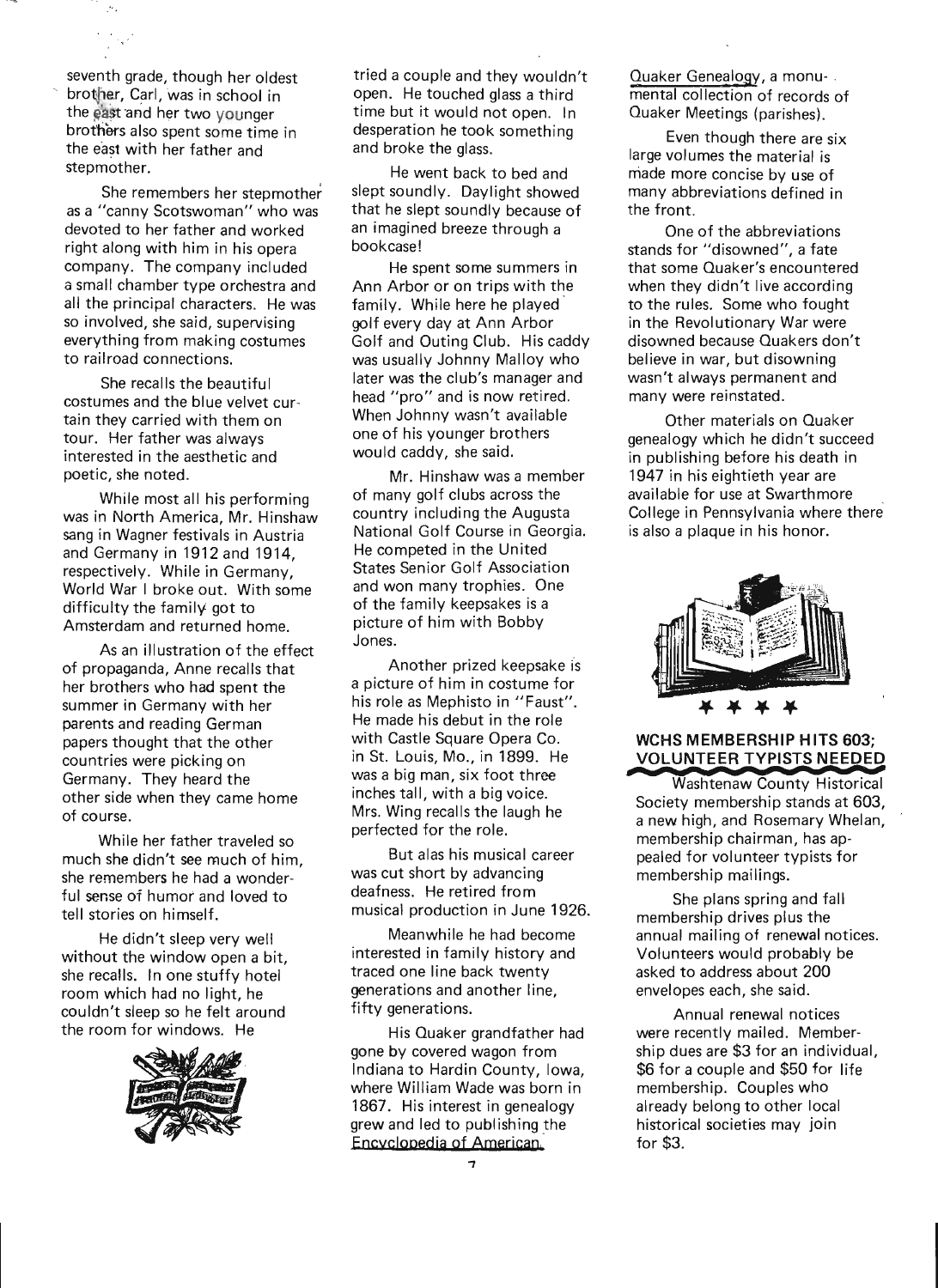seventh grade, though her oldest brother, Carl, was in school in the east and her two younger brothers also spent some time in the east with her father and stepmother.

She remembers her stepmother as a "canny Scotswoman" who was devoted to her father and worked right along with him in his opera company. The company included a small chamber type orchestra and all the principal characters. He was so involved, she said, supervising everything from making costumes to railroad connections.

She recalls the beautiful costumes and the blue velvet curtain they carried with them on tour. Her father was always interested in the aesthetic and poetic, she noted.

While most all his performing was in North America, Mr. Hinshaw sang in Wagner festivals in Austria and Germany in 1912 and 1914, respectively. While in Germany, World War I broke out. With some difficulty the family got to Amsterdam and returned home.

As an illustration of the effect of propaganda, Anne recalls that her brothers who had spent the summer in Germany with her parents and reading German papers thought that the other countries were picking on Germany. They heard the other side when they came home of course.

While her father traveled so much she didn't see much of him, she remembers he had a wonderful sense of humor and loved to tell stories on himself.

He didn't sleep very well without the window open a bit, she recalls. In one stuffy hotel room which had no light, he couldn't sleep so he felt around the room for windows. He tried a couple and they wouldn't open. He touched glass a third time but it would not open. In desperation he took something and broke the glass.

He went back to bed and slept soundly. Daylight showed that he slept soundly because of an imagined breeze through a bookcase!

He spent some summers in Ann Arbor or on trips with the family. While here he played golf every day at Ann Arbor Golf and Outing Club. His caddy was usually Johnny Malloy who later was the club's manager and head "pro" and is now retired. When Johnny wasn't available one of his younger brothers would caddy, she said.

Mr. Hinshaw was a member of many golf clubs across the country including the Augusta National Golf Course in Georgia. He competed in the United States Senior Golf Association and won many trophies. One of the family keepsakes is a picture of him with Bobby Jones.

Another prized keepsake is a picture of him in costume for his role as Mephisto in "Faust". He made his debut in the role with Castle Square Opera Co. in St. Louis, Mo., in 1899. He was a big man, six foot three inches tall, with a big voice. Mrs. Wing recalls the laugh he perfected for the role.

But alas his musical career was cut short by advancing deafness. He retired from musical production in June 1926.

Meanwhile he had become interested in family history and traced one line back twenty generations and another line, fifty generations.

His Quaker grandfather had gone by covered wagon from Indiana to Hardin County, Iowa, where William Wade was born in 1867. His interest in genealogy grew and led to publishing the Encyclopedia of American Quaker Genealogy, a monumental collection of records of Quaker Meetings (parishes).

Even though there are six large volumes the material is made more concise by use of many abbreviations defined in the front.

One of the abbreviations stands for "disowned", a fate that some Quaker's encountered when they didn't live according to the rules. Some who fought in the Revolutionary War were disowned because Quakers don't believe in war, but disowning wasn't always permanent and many were reinstated.

Other materials on Quaker genealogy which he didn't succeed in publishing before his death in 1947 in his eightieth year are available for use at Swarthmore College in Pennsylvania where there is also a plaque in his honor.

\* \* \* \*

## WCHS MEMBERSHIP HITS 603; VOLUNTEER TYPISTS NEEDED

Washtenaw County Historical Society membership stands at 603, a new high, and Rosemary Whelan, membership chairman, has appealed for volunteer typists for membership mailings.

She plans spring and fall membership drives plus the annual mailing of renewal notices. Volunteers would probably be asked to address about 200 envelopes each, she said.

Annual renewal notices were recently mailed. Membership dues are $3 for an individual, $6 for a couple and $50 for life membership. Couples who already belong to other local historical societies may join for $3.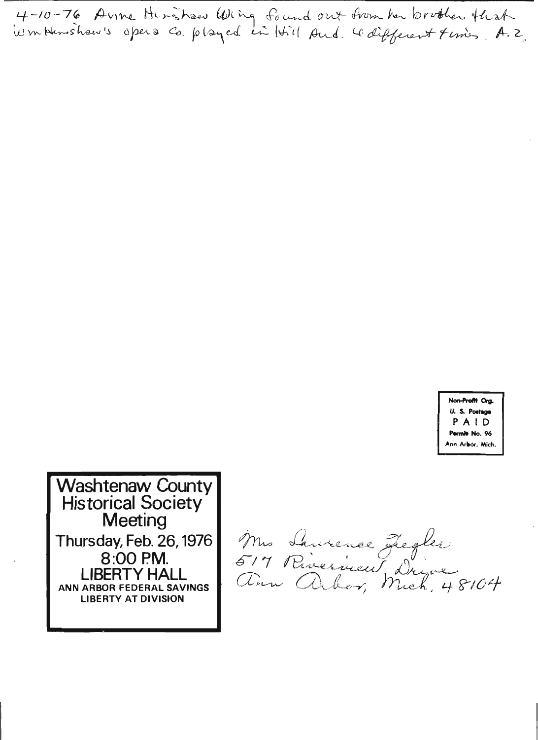4-10-76 Anne Henshaw Wing found out from her brother that Wm Henshaw's opera Co. played in Hill Aud. 4 different times. A. Z.

Non-Profit Org.
U. S. Postage
PAID
Permit No. 96
Ann Arbor, Mich.

**Washtenaw County Historical Society Meeting**

**Thursday, Feb. 26, 1976**

**8:00 P.M.**

**LIBERTY HALL**

**ANN ARBOR FEDERAL SAVINGS**

**LIBERTY AT DIVISION**

Mrs Lawrence Ziegler
517 Riverview Drive
Ann Arbor, Mich. 48104